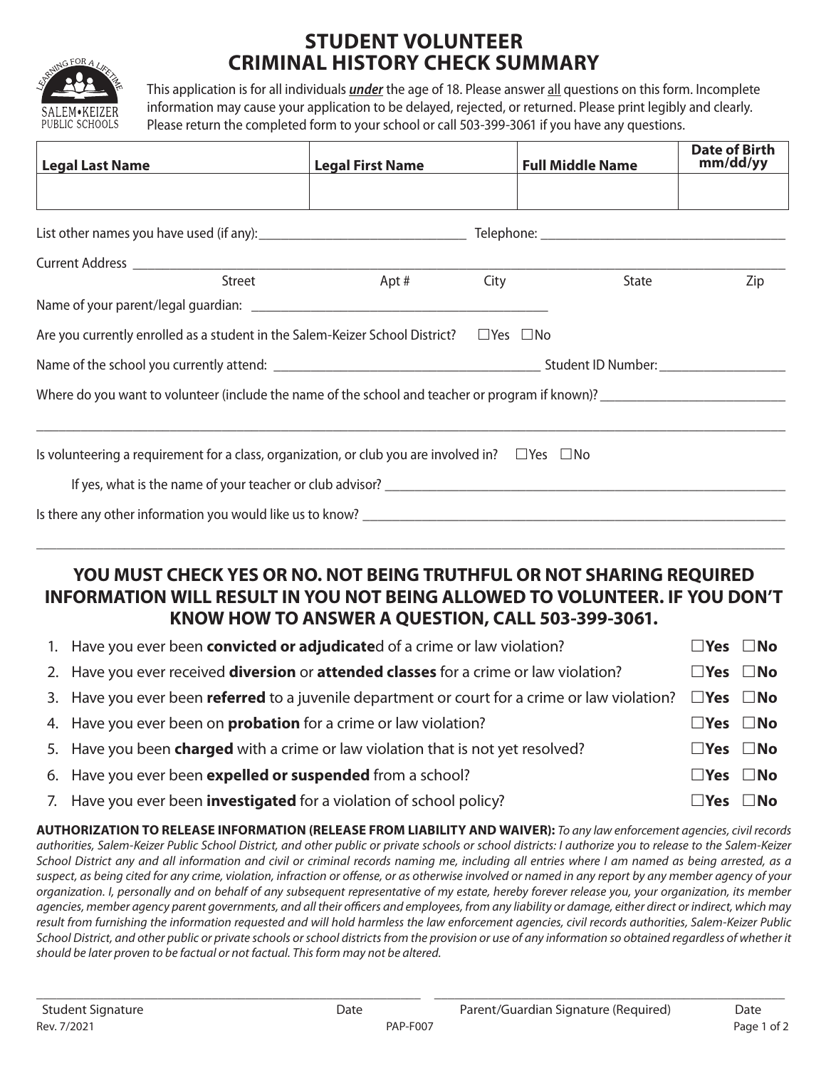# STUDENT VOLUNTEER CRIMINAL HISTORY CHECK SUMMARY

SALEM•KEIZER PUBLIC SCHOOLS — LEARNING FOR A LIFETIME

This application is for all individuals ***under*** the age of 18. Please answer all questions on this form. Incomplete information may cause your application to be delayed, rejected, or returned. Please print legibly and clearly. Please return the completed form to your school or call 503-399-3061 if you have any questions.

| Legal Last Name | Legal First Name | Full Middle Name | Date of Birth mm/dd/yy |
|---|---|---|---|
| | | | |

List other names you have used (if any): ______________________ Telephone: ______________________

Current Address ______________________________________________
Street    Apt #    City    State    Zip

Name of your parent/legal guardian: ______________________

Are you currently enrolled as a student in the Salem-Keizer School District? ☐Yes ☐No

Name of the school you currently attend: ______________________ Student ID Number: ______________

Where do you want to volunteer (include the name of the school and teacher or program if known)? ______________________

______________________________________________

Is volunteering a requirement for a class, organization, or club you are involved in? ☐Yes ☐No

If yes, what is the name of your teacher or club advisor? ______________________

Is there any other information you would like us to know? ______________________

______________________________________________

## YOU MUST CHECK YES OR NO. NOT BEING TRUTHFUL OR NOT SHARING REQUIRED INFORMATION WILL RESULT IN YOU NOT BEING ALLOWED TO VOLUNTEER. IF YOU DON'T KNOW HOW TO ANSWER A QUESTION, CALL 503-399-3061.

1. Have you ever been **convicted or adjudicate**d of a crime or law violation? ☐**Yes** ☐**No**
2. Have you ever received **diversion** or **attended classes** for a crime or law violation? ☐**Yes** ☐**No**
3. Have you ever been **referred** to a juvenile department or court for a crime or law violation? ☐**Yes** ☐**No**
4. Have you ever been on **probation** for a crime or law violation? ☐**Yes** ☐**No**
5. Have you been **charged** with a crime or law violation that is not yet resolved? ☐**Yes** ☐**No**
6. Have you ever been **expelled or suspended** from a school? ☐**Yes** ☐**No**
7. Have you ever been **investigated** for a violation of school policy? ☐**Yes** ☐**No**

**AUTHORIZATION TO RELEASE INFORMATION (RELEASE FROM LIABILITY AND WAIVER):** *To any law enforcement agencies, civil records authorities, Salem-Keizer Public School District, and other public or private schools or school districts: I authorize you to release to the Salem-Keizer School District any and all information and civil or criminal records naming me, including all entries where I am named as being arrested, as a suspect, as being cited for any crime, violation, infraction or offense, or as otherwise involved or named in any report by any member agency of your organization. I, personally and on behalf of any subsequent representative of my estate, hereby forever release you, your organization, its member agencies, member agency parent governments, and all their officers and employees, from any liability or damage, either direct or indirect, which may result from furnishing the information requested and will hold harmless the law enforcement agencies, civil records authorities, Salem-Keizer Public School District, and other public or private schools or school districts from the provision or use of any information so obtained regardless of whether it should be later proven to be factual or not factual. This form may not be altered.*

______________________________ ______________________________
Student Signature    Date    Parent/Guardian Signature (Required)    Date

Rev. 7/2021    PAP-F007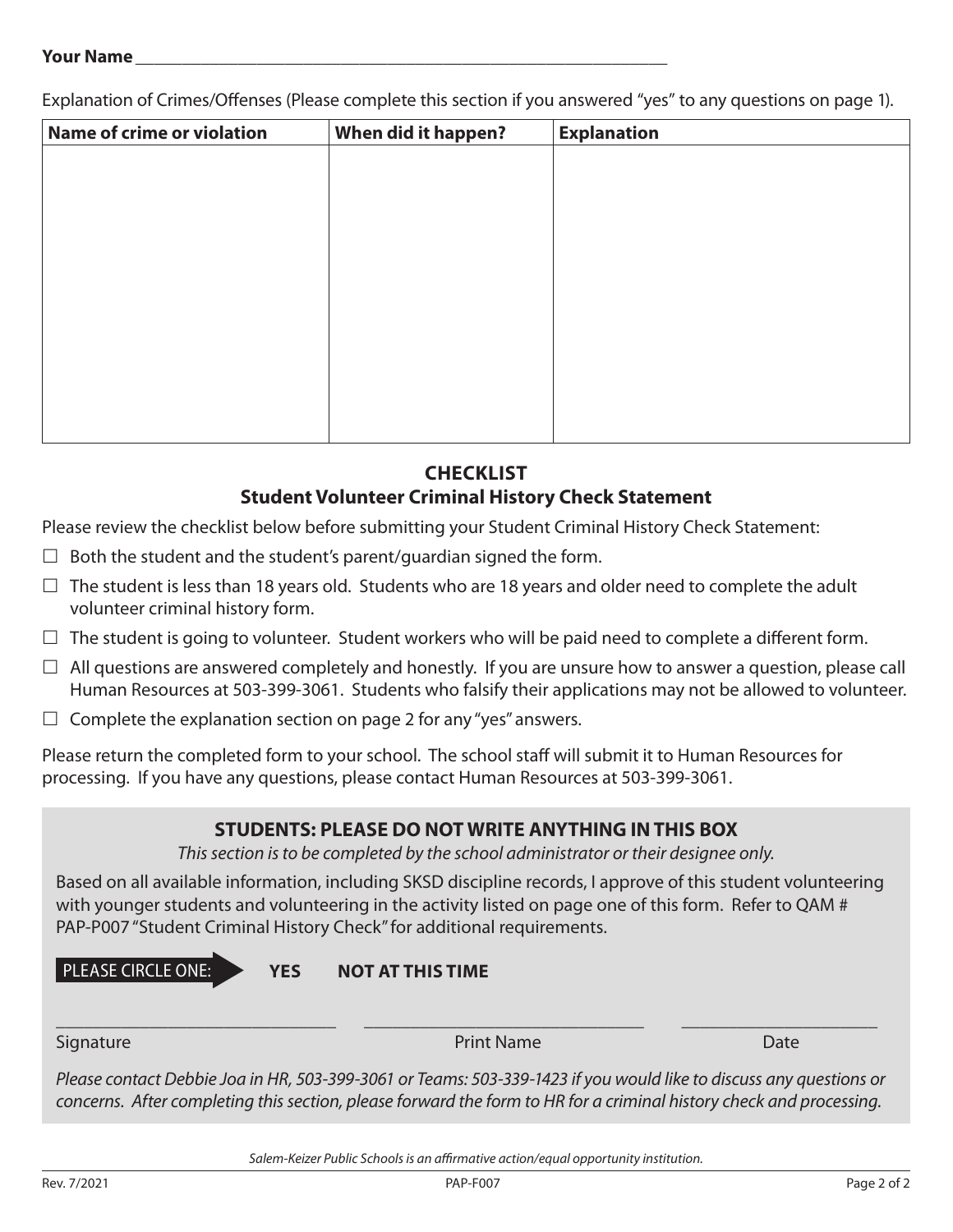**Your Name** ____________________________________________________________

Explanation of Crimes/Offenses (Please complete this section if you answered "yes" to any questions on page 1).

| **Name of crime or violation** | **When did it happen?** | **Explanation** |
|---|---|---|
| | | |

## CHECKLIST
### Student Volunteer Criminal History Check Statement

Please review the checklist below before submitting your Student Criminal History Check Statement:

- ☐ Both the student and the student's parent/guardian signed the form.
- ☐ The student is less than 18 years old. Students who are 18 years and older need to complete the adult volunteer criminal history form.
- ☐ The student is going to volunteer. Student workers who will be paid need to complete a different form.
- ☐ All questions are answered completely and honestly. If you are unsure how to answer a question, please call Human Resources at 503-399-3061. Students who falsify their applications may not be allowed to volunteer.
- ☐ Complete the explanation section on page 2 for any "yes" answers.

Please return the completed form to your school. The school staff will submit it to Human Resources for processing. If you have any questions, please contact Human Resources at 503-399-3061.

### STUDENTS: PLEASE DO NOT WRITE ANYTHING IN THIS BOX

*This section is to be completed by the school administrator or their designee only.*

Based on all available information, including SKSD discipline records, I approve of this student volunteering with younger students and volunteering in the activity listed on page one of this form. Refer to QAM # PAP-P007 "Student Criminal History Check" for additional requirements.

PLEASE CIRCLE ONE: **YES** **NOT AT THIS TIME**

_______________________________ _______________________________ _____________________

Signature Print Name Date

*Please contact Debbie Joa in HR, 503-399-3061 or Teams: 503-339-1423 if you would like to discuss any questions or concerns. After completing this section, please forward the form to HR for a criminal history check and processing.*

*Salem-Keizer Public Schools is an affirmative action/equal opportunity institution.*

Rev. 7/2021 PAP-F007